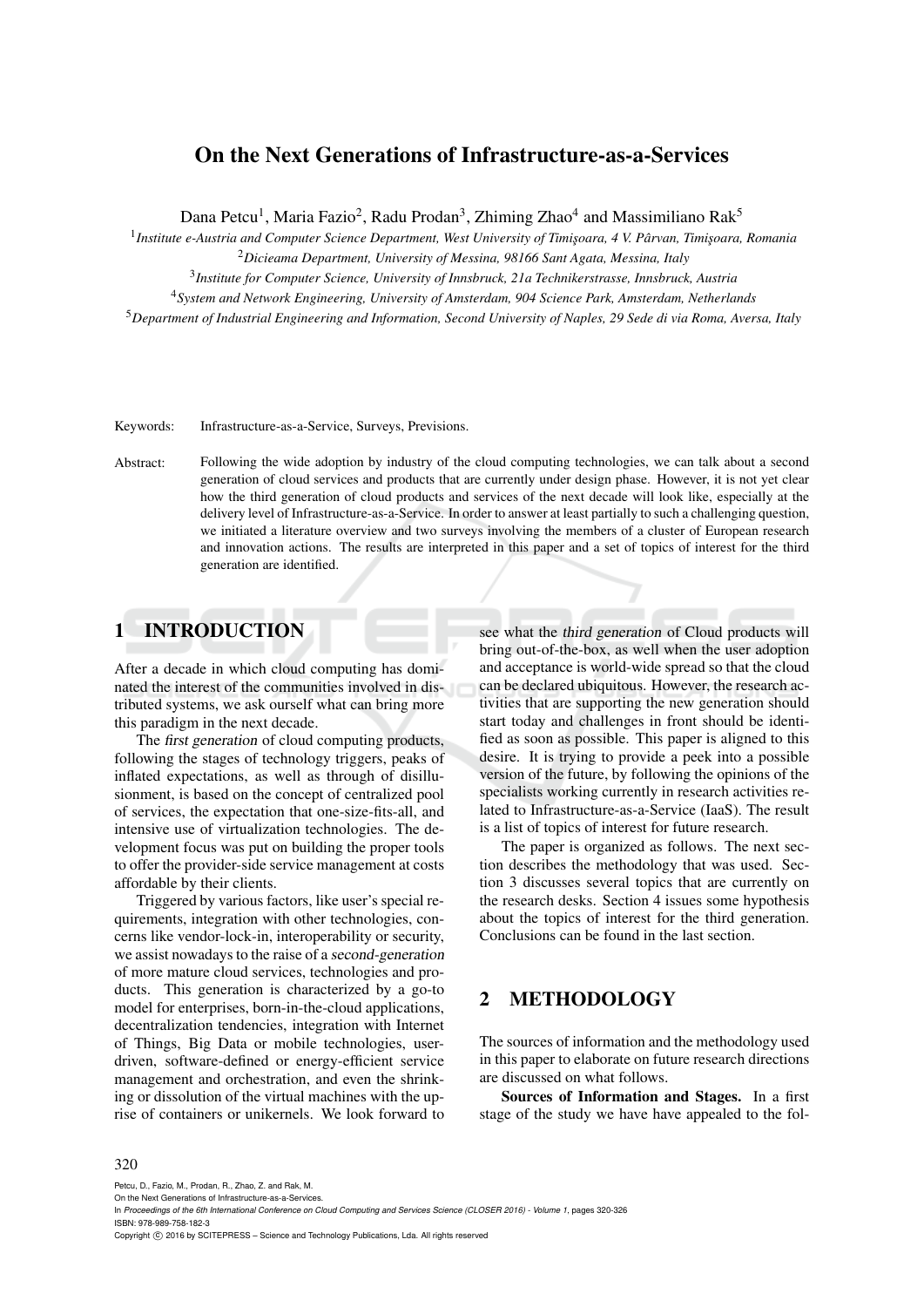# On the Next Generations of Infrastructure-as-a-Services

Dana Petcu[1], Maria Fazio[2], Radu Prodan[3], Zhiming Zhao[4] and Massimiliano Rak[5]

[1]*Institute e-Austria and Computer Science Department, West University of Timişoara, 4 V. Pârvan, Timişoara, Romania*
[2]*Dicieama Department, University of Messina, 98166 Sant Agata, Messina, Italy*
[3]*Institute for Computer Science, University of Innsbruck, 21a Technikerstrasse, Innsbruck, Austria*
[4]*System and Network Engineering, University of Amsterdam, 904 Science Park, Amsterdam, Netherlands*
[5]*Department of Industrial Engineering and Information, Second University of Naples, 29 Sede di via Roma, Aversa, Italy*

Keywords: Infrastructure-as-a-Service, Surveys, Previsions.

Abstract: Following the wide adoption by industry of the cloud computing technologies, we can talk about a second generation of cloud services and products that are currently under design phase. However, it is not yet clear how the third generation of cloud products and services of the next decade will look like, especially at the delivery level of Infrastructure-as-a-Service. In order to answer at least partially to such a challenging question, we initiated a literature overview and two surveys involving the members of a cluster of European research and innovation actions. The results are interpreted in this paper and a set of topics of interest for the third generation are identified.

## 1 INTRODUCTION

After a decade in which cloud computing has dominated the interest of the communities involved in distributed systems, we ask ourself what can bring more this paradigm in the next decade.

The *first generation* of cloud computing products, following the stages of technology triggers, peaks of inflated expectations, as well as through of disillusionment, is based on the concept of centralized pool of services, the expectation that one-size-fits-all, and intensive use of virtualization technologies. The development focus was put on building the proper tools to offer the provider-side service management at costs affordable by their clients.

Triggered by various factors, like user's special requirements, integration with other technologies, concerns like vendor-lock-in, interoperability or security, we assist nowadays to the raise of a *second-generation* of more mature cloud services, technologies and products. This generation is characterized by a go-to model for enterprises, born-in-the-cloud applications, decentralization tendencies, integration with Internet of Things, Big Data or mobile technologies, user-driven, software-defined or energy-efficient service management and orchestration, and even the shrinking or dissolution of the virtual machines with the uprise of containers or unikernels. We look forward to see what the *third generation* of Cloud products will bring out-of-the-box, as well when the user adoption and acceptance is world-wide spread so that the cloud can be declared ubiquitous. However, the research activities that are supporting the new generation should start today and challenges in front should be identified as soon as possible. This paper is aligned to this desire. It is trying to provide a peek into a possible version of the future, by following the opinions of the specialists working currently in research activities related to Infrastructure-as-a-Service (IaaS). The result is a list of topics of interest for future research.

The paper is organized as follows. The next section describes the methodology that was used. Section 3 discusses several topics that are currently on the research desks. Section 4 issues some hypothesis about the topics of interest for the third generation. Conclusions can be found in the last section.

## 2 METHODOLOGY

The sources of information and the methodology used in this paper to elaborate on future research directions are discussed on what follows.

**Sources of Information and Stages.** In a first stage of the study we have have appealed to the fol-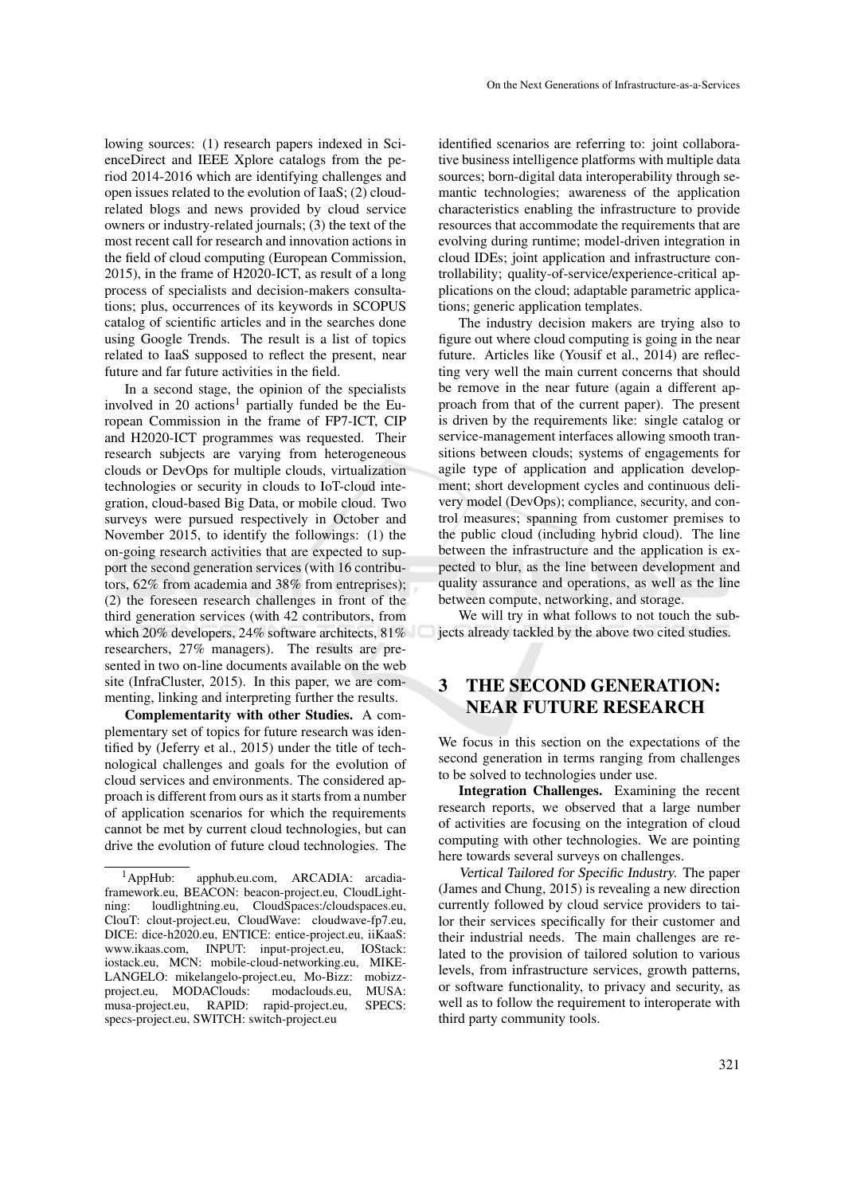lowing sources: (1) research papers indexed in ScienceDirect and IEEE Xplore catalogs from the period 2014-2016 which are identifying challenges and open issues related to the evolution of IaaS; (2) cloud-related blogs and news provided by cloud service owners or industry-related journals; (3) the text of the most recent call for research and innovation actions in the field of cloud computing (European Commission, 2015), in the frame of H2020-ICT, as result of a long process of specialists and decision-makers consultations; plus, occurrences of its keywords in SCOPUS catalog of scientific articles and in the searches done using Google Trends. The result is a list of topics related to IaaS supposed to reflect the present, near future and far future activities in the field.

In a second stage, the opinion of the specialists involved in 20 actions[1] partially funded be the European Commission in the frame of FP7-ICT, CIP and H2020-ICT programmes was requested. Their research subjects are varying from heterogeneous clouds or DevOps for multiple clouds, virtualization technologies or security in clouds to IoT-cloud integration, cloud-based Big Data, or mobile cloud. Two surveys were pursued respectively in October and November 2015, to identify the followings: (1) the on-going research activities that are expected to support the second generation services (with 16 contributors, 62% from academia and 38% from entreprises); (2) the foreseen research challenges in front of the third generation services (with 42 contributors, from which 20% developers, 24% software architects, 81% researchers, 27% managers). The results are presented in two on-line documents available on the web site (InfraCluster, 2015). In this paper, we are commenting, linking and interpreting further the results.

**Complementarity with other Studies.** A complementary set of topics for future research was identified by (Jeferry et al., 2015) under the title of technological challenges and goals for the evolution of cloud services and environments. The considered approach is different from ours as it starts from a number of application scenarios for which the requirements cannot be met by current cloud technologies, but can drive the evolution of future cloud technologies. The identified scenarios are referring to: joint collaborative business intelligence platforms with multiple data sources; born-digital data interoperability through semantic technologies; awareness of the application characteristics enabling the infrastructure to provide resources that accommodate the requirements that are evolving during runtime; model-driven integration in cloud IDEs; joint application and infrastructure controllability; quality-of-service/experience-critical applications on the cloud; adaptable parametric applications; generic application templates.

The industry decision makers are trying also to figure out where cloud computing is going in the near future. Articles like (Yousif et al., 2014) are reflecting very well the main current concerns that should be remove in the near future (again a different approach from that of the current paper). The present is driven by the requirements like: single catalog or service-management interfaces allowing smooth transitions between clouds; systems of engagements for agile type of application and application development; short development cycles and continuous delivery model (DevOps); compliance, security, and control measures; spanning from customer premises to the public cloud (including hybrid cloud). The line between the infrastructure and the application is expected to blur, as the line between development and quality assurance and operations, as well as the line between compute, networking, and storage.

We will try in what follows to not touch the subjects already tackled by the above two cited studies.

## 3 THE SECOND GENERATION: NEAR FUTURE RESEARCH

We focus in this section on the expectations of the second generation in terms ranging from challenges to be solved to technologies under use.

**Integration Challenges.** Examining the recent research reports, we observed that a large number of activities are focusing on the integration of cloud computing with other technologies. We are pointing here towards several surveys on challenges.

*Vertical Tailored for Specific Industry.* The paper (James and Chung, 2015) is revealing a new direction currently followed by cloud service providers to tailor their services specifically for their customer and their industrial needs. The main challenges are related to the provision of tailored solution to various levels, from infrastructure services, growth patterns, or software functionality, to privacy and security, as well as to follow the requirement to interoperate with third party community tools.

[1] AppHub: apphub.eu.com, ARCADIA: arcadia-framework.eu, BEACON: beacon-project.eu, CloudLightning: loudlightning.eu, CloudSpaces:/cloudspaces.eu, ClouT: clout-project.eu, CloudWave: cloudwave-fp7.eu, DICE: dice-h2020.eu, ENTICE: entice-project.eu, iiKaaS: www.ikaas.com, INPUT: input-project.eu, IOStack: iostack.eu, MCN: mobile-cloud-networking.eu, MIKELANGELO: mikelangelo-project.eu, Mo-Bizz: mobizz-project.eu, MODAClouds: modaclouds.eu, MUSA: musa-project.eu, RAPID: rapid-project.eu, SPECS: specs-project.eu, SWITCH: switch-project.eu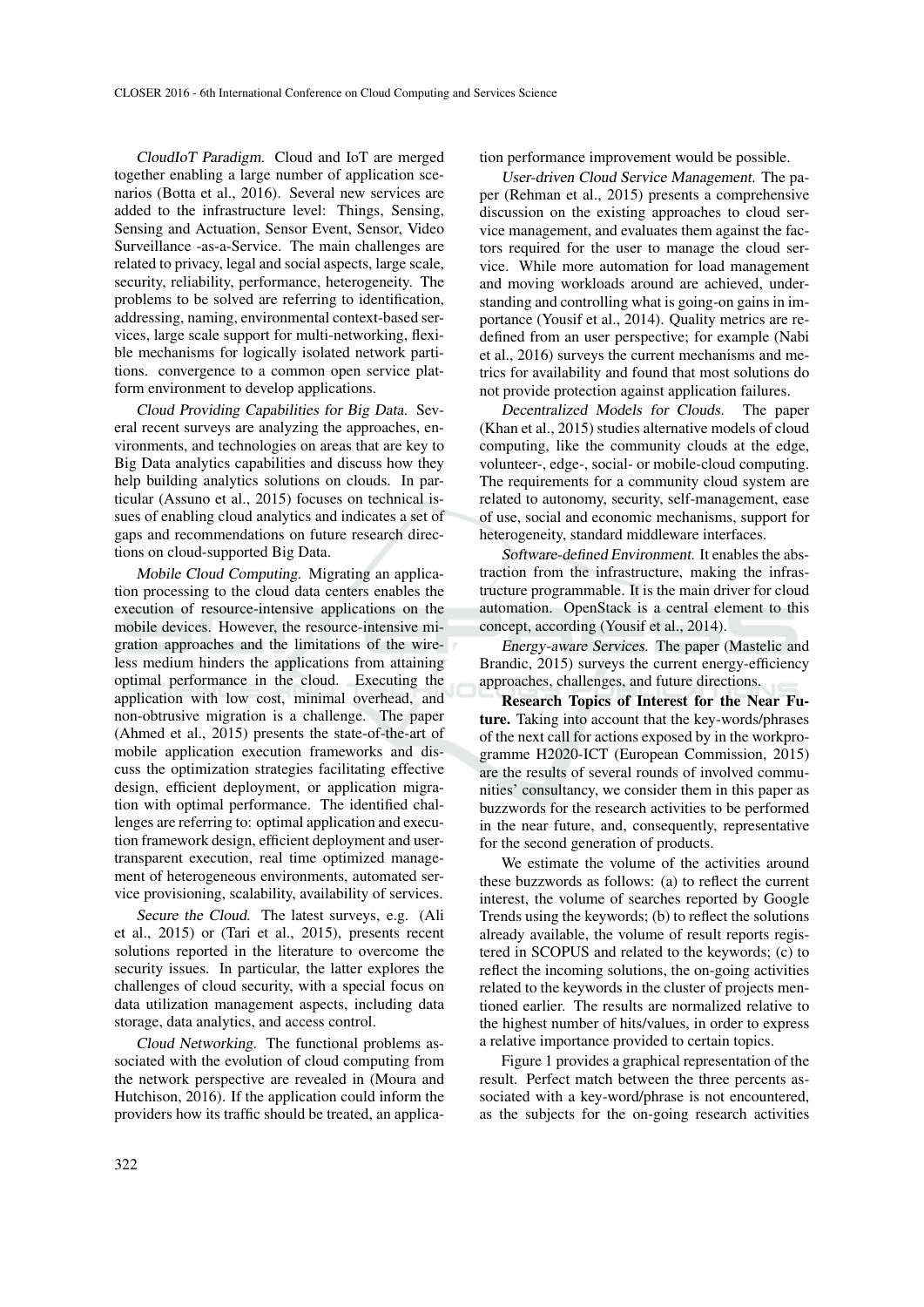*CloudIoT Paradigm.* Cloud and IoT are merged together enabling a large number of application scenarios (Botta et al., 2016). Several new services are added to the infrastructure level: Things, Sensing, Sensing and Actuation, Sensor Event, Sensor, Video Surveillance -as-a-Service. The main challenges are related to privacy, legal and social aspects, large scale, security, reliability, performance, heterogeneity. The problems to be solved are referring to identification, addressing, naming, environmental context-based services, large scale support for multi-networking, flexible mechanisms for logically isolated network partitions. convergence to a common open service platform environment to develop applications.

*Cloud Providing Capabilities for Big Data.* Several recent surveys are analyzing the approaches, environments, and technologies on areas that are key to Big Data analytics capabilities and discuss how they help building analytics solutions on clouds. In particular (Assuno et al., 2015) focuses on technical issues of enabling cloud analytics and indicates a set of gaps and recommendations on future research directions on cloud-supported Big Data.

*Mobile Cloud Computing.* Migrating an application processing to the cloud data centers enables the execution of resource-intensive applications on the mobile devices. However, the resource-intensive migration approaches and the limitations of the wireless medium hinders the applications from attaining optimal performance in the cloud. Executing the application with low cost, minimal overhead, and non-obtrusive migration is a challenge. The paper (Ahmed et al., 2015) presents the state-of-the-art of mobile application execution frameworks and discuss the optimization strategies facilitating effective design, efficient deployment, or application migration with optimal performance. The identified challenges are referring to: optimal application and execution framework design, efficient deployment and user-transparent execution, real time optimized management of heterogeneous environments, automated service provisioning, scalability, availability of services.

*Secure the Cloud.* The latest surveys, e.g. (Ali et al., 2015) or (Tari et al., 2015), presents recent solutions reported in the literature to overcome the security issues. In particular, the latter explores the challenges of cloud security, with a special focus on data utilization management aspects, including data storage, data analytics, and access control.

*Cloud Networking.* The functional problems associated with the evolution of cloud computing from the network perspective are revealed in (Moura and Hutchison, 2016). If the application could inform the providers how its traffic should be treated, an application performance improvement would be possible.

*User-driven Cloud Service Management.* The paper (Rehman et al., 2015) presents a comprehensive discussion on the existing approaches to cloud service management, and evaluates them against the factors required for the user to manage the cloud service. While more automation for load management and moving workloads around are achieved, understanding and controlling what is going-on gains in importance (Yousif et al., 2014). Quality metrics are redefined from an user perspective; for example (Nabi et al., 2016) surveys the current mechanisms and metrics for availability and found that most solutions do not provide protection against application failures.

*Decentralized Models for Clouds.* The paper (Khan et al., 2015) studies alternative models of cloud computing, like the community clouds at the edge, volunteer-, edge-, social- or mobile-cloud computing. The requirements for a community cloud system are related to autonomy, security, self-management, ease of use, social and economic mechanisms, support for heterogeneity, standard middleware interfaces.

*Software-defined Environment.* It enables the abstraction from the infrastructure, making the infrastructure programmable. It is the main driver for cloud automation. OpenStack is a central element to this concept, according (Yousif et al., 2014).

*Energy-aware Services.* The paper (Mastelic and Brandic, 2015) surveys the current energy-efficiency approaches, challenges, and future directions.

**Research Topics of Interest for the Near Future.** Taking into account that the key-words/phrases of the next call for actions exposed by in the workprogramme H2020-ICT (European Commission, 2015) are the results of several rounds of involved communities' consultancy, we consider them in this paper as buzzwords for the research activities to be performed in the near future, and, consequently, representative for the second generation of products.

We estimate the volume of the activities around these buzzwords as follows: (a) to reflect the current interest, the volume of searches reported by Google Trends using the keywords; (b) to reflect the solutions already available, the volume of result reports registered in SCOPUS and related to the keywords; (c) to reflect the incoming solutions, the on-going activities related to the keywords in the cluster of projects mentioned earlier. The results are normalized relative to the highest number of hits/values, in order to express a relative importance provided to certain topics.

Figure 1 provides a graphical representation of the result. Perfect match between the three percents associated with a key-word/phrase is not encountered, as the subjects for the on-going research activities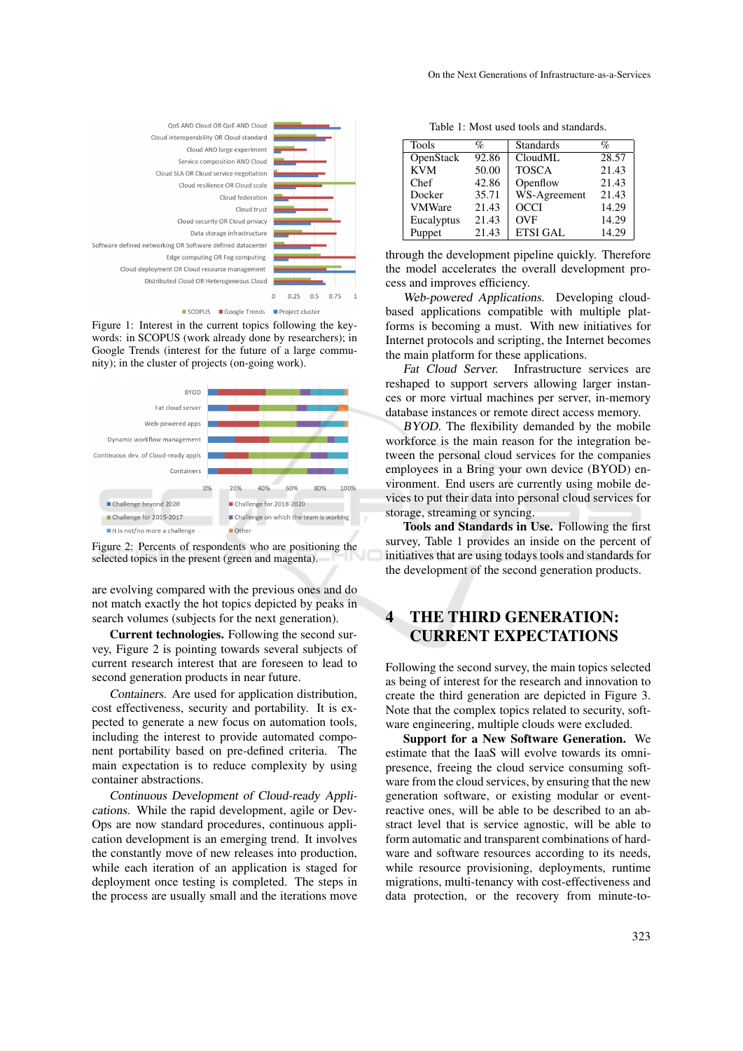Figure 1: Interest in the current topics following the keywords: in SCOPUS (work already done by researchers); in Google Trends (interest for the future of a large community); in the cluster of projects (on-going work).

Figure 2: Percents of respondents who are positioning the selected topics in the present (green and magenta).

are evolving compared with the previous ones and do not match exactly the hot topics depicted by peaks in search volumes (subjects for the next generation).

**Current technologies.** Following the second survey, Figure 2 is pointing towards several subjects of current research interest that are foreseen to lead to second generation products in near future.

*Containers.* Are used for application distribution, cost effectiveness, security and portability. It is expected to generate a new focus on automation tools, including the interest to provide automated component portability based on pre-defined criteria. The main expectation is to reduce complexity by using container abstractions.

*Continuous Development of Cloud-ready Applications.* While the rapid development, agile or DevOps are now standard procedures, continuous application development is an emerging trend. It involves the constantly move of new releases into production, while each iteration of an application is staged for deployment once testing is completed. The steps in the process are usually small and the iterations move through the development pipeline quickly. Therefore the model accelerates the overall development process and improves efficiency.

*Web-powered Applications.* Developing cloud-based applications compatible with multiple platforms is becoming a must. With new initiatives for Internet protocols and scripting, the Internet becomes the main platform for these applications.

*Fat Cloud Server.* Infrastructure services are reshaped to support servers allowing larger instances or more virtual machines per server, in-memory database instances or remote direct access memory.

*BYOD.* The flexibility demanded by the mobile workforce is the main reason for the integration between the personal cloud services for the companies employees in a Bring your own device (BYOD) environment. End users are currently using mobile devices to put their data into personal cloud services for storage, streaming or syncing.

**Tools and Standards in Use.** Following the first survey, Table 1 provides an inside on the percent of initiatives that are using todays tools and standards for the development of the second generation products.

Table 1: Most used tools and standards.

| Tools | % | Standards | % |
|---|---|---|---|
| OpenStack | 92.86 | CloudML | 28.57 |
| KVM | 50.00 | TOSCA | 21.43 |
| Chef | 42.86 | Openflow | 21.43 |
| Docker | 35.71 | WS-Agreement | 21.43 |
| VMWare | 21.43 | OCCI | 14.29 |
| Eucalyptus | 21.43 | OVF | 14.29 |
| Puppet | 21.43 | ETSI GAL | 14.29 |

# 4 THE THIRD GENERATION: CURRENT EXPECTATIONS

Following the second survey, the main topics selected as being of interest for the research and innovation to create the third generation are depicted in Figure 3. Note that the complex topics related to security, software engineering, multiple clouds were excluded.

**Support for a New Software Generation.** We estimate that the IaaS will evolve towards its omnipresence, freeing the cloud service consuming software from the cloud services, by ensuring that the new generation software, or existing modular or event-reactive ones, will be able to be described to an abstract level that is service agnostic, will be able to form automatic and transparent combinations of hardware and software resources according to its needs, while resource provisioning, deployments, runtime migrations, multi-tenancy with cost-effectiveness and data protection, or the recovery from minute-to-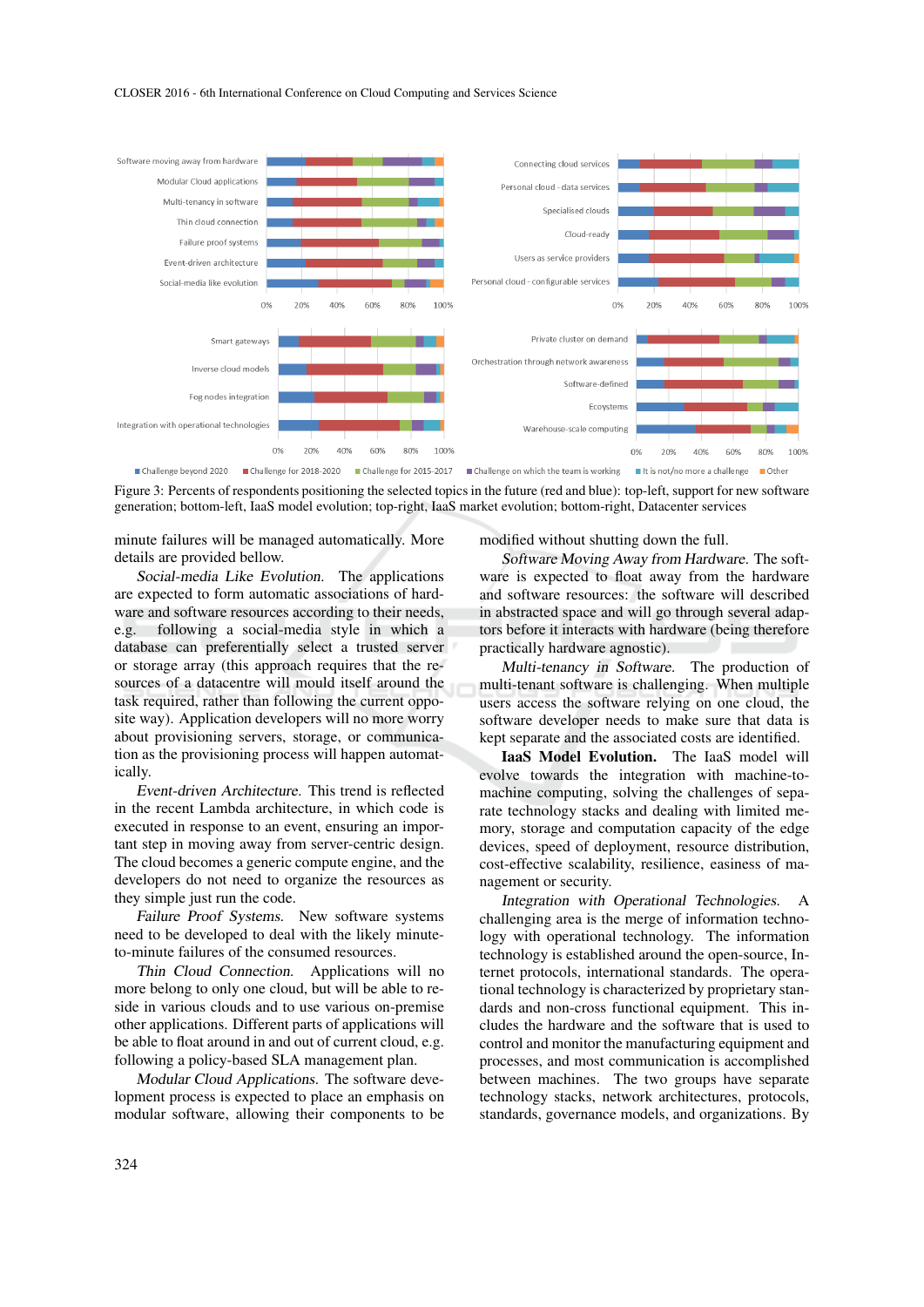Figure 3: Percents of respondents positioning the selected topics in the future (red and blue): top-left, support for new software generation; bottom-left, IaaS model evolution; top-right, IaaS market evolution; bottom-right, Datacenter services

minute failures will be managed automatically. More details are provided bellow.

*Social-media Like Evolution.* The applications are expected to form automatic associations of hardware and software resources according to their needs, e.g. following a social-media style in which a database can preferentially select a trusted server or storage array (this approach requires that the resources of a datacentre will mould itself around the task required, rather than following the current opposite way). Application developers will no more worry about provisioning servers, storage, or communication as the provisioning process will happen automatically.

*Event-driven Architecture.* This trend is reflected in the recent Lambda architecture, in which code is executed in response to an event, ensuring an important step in moving away from server-centric design. The cloud becomes a generic compute engine, and the developers do not need to organize the resources as they simple just run the code.

*Failure Proof Systems.* New software systems need to be developed to deal with the likely minute-to-minute failures of the consumed resources.

*Thin Cloud Connection.* Applications will no more belong to only one cloud, but will be able to reside in various clouds and to use various on-premise other applications. Different parts of applications will be able to float around in and out of current cloud, e.g. following a policy-based SLA management plan.

*Modular Cloud Applications.* The software development process is expected to place an emphasis on modular software, allowing their components to be modified without shutting down the full.

*Software Moving Away from Hardware.* The software is expected to float away from the hardware and software resources: the software will described in abstracted space and will go through several adaptors before it interacts with hardware (being therefore practically hardware agnostic).

*Multi-tenancy in Software.* The production of multi-tenant software is challenging. When multiple users access the software relying on one cloud, the software developer needs to make sure that data is kept separate and the associated costs are identified.

**IaaS Model Evolution.** The IaaS model will evolve towards the integration with machine-to-machine computing, solving the challenges of separate technology stacks and dealing with limited memory, storage and computation capacity of the edge devices, speed of deployment, resource distribution, cost-effective scalability, resilience, easiness of management or security.

*Integration with Operational Technologies.* A challenging area is the merge of information technology with operational technology. The information technology is established around the open-source, Internet protocols, international standards. The operational technology is characterized by proprietary standards and non-cross functional equipment. This includes the hardware and the software that is used to control and monitor the manufacturing equipment and processes, and most communication is accomplished between machines. The two groups have separate technology stacks, network architectures, protocols, standards, governance models, and organizations. By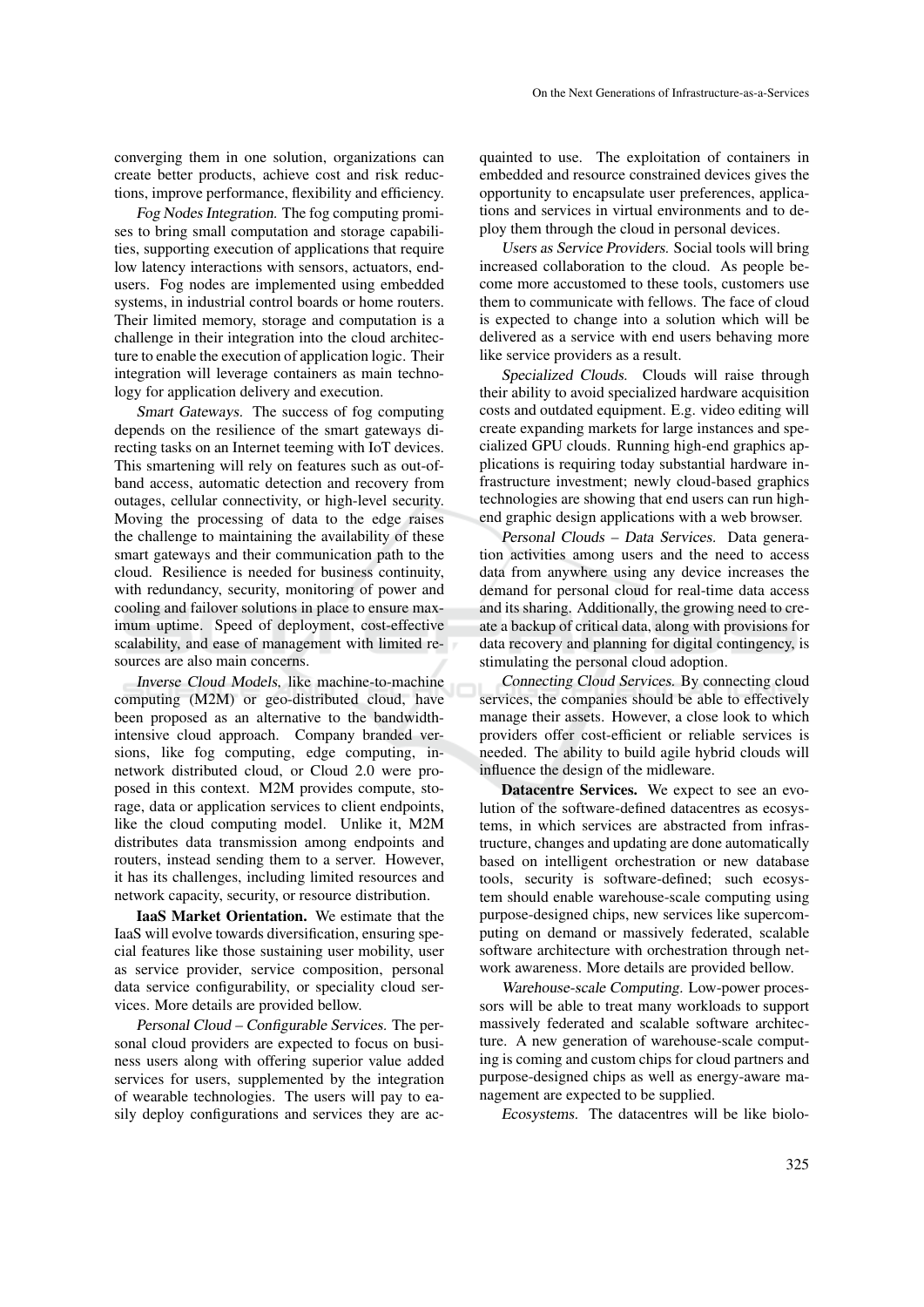converging them in one solution, organizations can create better products, achieve cost and risk reductions, improve performance, flexibility and efficiency.

*Fog Nodes Integration.* The fog computing promises to bring small computation and storage capabilities, supporting execution of applications that require low latency interactions with sensors, actuators, end-users. Fog nodes are implemented using embedded systems, in industrial control boards or home routers. Their limited memory, storage and computation is a challenge in their integration into the cloud architecture to enable the execution of application logic. Their integration will leverage containers as main technology for application delivery and execution.

*Smart Gateways.* The success of fog computing depends on the resilience of the smart gateways directing tasks on an Internet teeming with IoT devices. This smartening will rely on features such as out-of-band access, automatic detection and recovery from outages, cellular connectivity, or high-level security. Moving the processing of data to the edge raises the challenge to maintaining the availability of these smart gateways and their communication path to the cloud. Resilience is needed for business continuity, with redundancy, security, monitoring of power and cooling and failover solutions in place to ensure maximum uptime. Speed of deployment, cost-effective scalability, and ease of management with limited resources are also main concerns.

*Inverse Cloud Models*, like machine-to-machine computing (M2M) or geo-distributed cloud, have been proposed as an alternative to the bandwidth-intensive cloud approach. Company branded versions, like fog computing, edge computing, in-network distributed cloud, or Cloud 2.0 were proposed in this context. M2M provides compute, storage, data or application services to client endpoints, like the cloud computing model. Unlike it, M2M distributes data transmission among endpoints and routers, instead sending them to a server. However, it has its challenges, including limited resources and network capacity, security, or resource distribution.

**IaaS Market Orientation.** We estimate that the IaaS will evolve towards diversification, ensuring special features like those sustaining user mobility, user as service provider, service composition, personal data service configurability, or speciality cloud services. More details are provided bellow.

*Personal Cloud – Configurable Services.* The personal cloud providers are expected to focus on business users along with offering superior value added services for users, supplemented by the integration of wearable technologies. The users will pay to easily deploy configurations and services they are acquainted to use. The exploitation of containers in embedded and resource constrained devices gives the opportunity to encapsulate user preferences, applications and services in virtual environments and to deploy them through the cloud in personal devices.

*Users as Service Providers.* Social tools will bring increased collaboration to the cloud. As people become more accustomed to these tools, customers use them to communicate with fellows. The face of cloud is expected to change into a solution which will be delivered as a service with end users behaving more like service providers as a result.

*Specialized Clouds.* Clouds will raise through their ability to avoid specialized hardware acquisition costs and outdated equipment. E.g. video editing will create expanding markets for large instances and specialized GPU clouds. Running high-end graphics applications is requiring today substantial hardware infrastructure investment; newly cloud-based graphics technologies are showing that end users can run high-end graphic design applications with a web browser.

*Personal Clouds – Data Services.* Data generation activities among users and the need to access data from anywhere using any device increases the demand for personal cloud for real-time data access and its sharing. Additionally, the growing need to create a backup of critical data, along with provisions for data recovery and planning for digital contingency, is stimulating the personal cloud adoption.

*Connecting Cloud Services.* By connecting cloud services, the companies should be able to effectively manage their assets. However, a close look to which providers offer cost-efficient or reliable services is needed. The ability to build agile hybrid clouds will influence the design of the midleware.

**Datacentre Services.** We expect to see an evolution of the software-defined datacentres as ecosystems, in which services are abstracted from infrastructure, changes and updating are done automatically based on intelligent orchestration or new database tools, security is software-defined; such ecosystem should enable warehouse-scale computing using purpose-designed chips, new services like supercomputing on demand or massively federated, scalable software architecture with orchestration through network awareness. More details are provided bellow.

*Warehouse-scale Computing.* Low-power processors will be able to treat many workloads to support massively federated and scalable software architecture. A new generation of warehouse-scale computing is coming and custom chips for cloud partners and purpose-designed chips as well as energy-aware management are expected to be supplied.

*Ecosystems.* The datacentres will be like biolo-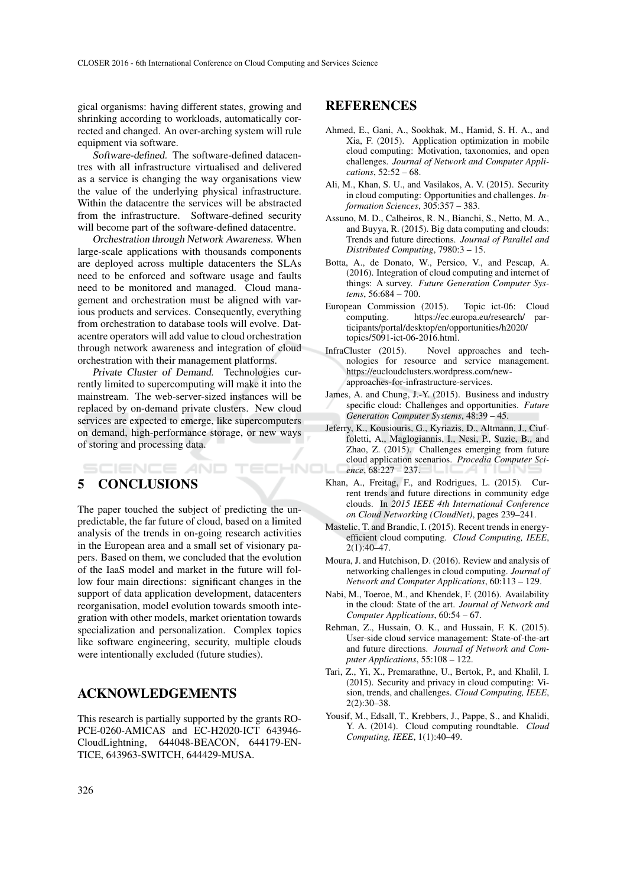gical organisms: having different states, growing and shrinking according to workloads, automatically corrected and changed. An over-arching system will rule equipment via software.

*Software-defined.* The software-defined datacentres with all infrastructure virtualised and delivered as a service is changing the way organisations view the value of the underlying physical infrastructure. Within the datacentre the services will be abstracted from the infrastructure. Software-defined security will become part of the software-defined datacentre.

*Orchestration through Network Awareness.* When large-scale applications with thousands components are deployed across multiple datacenters the SLAs need to be enforced and software usage and faults need to be monitored and managed. Cloud management and orchestration must be aligned with various products and services. Consequently, everything from orchestration to database tools will evolve. Datacentre operators will add value to cloud orchestration through network awareness and integration of cloud orchestration with their management platforms.

*Private Cluster of Demand.* Technologies currently limited to supercomputing will make it into the mainstream. The web-server-sized instances will be replaced by on-demand private clusters. New cloud services are expected to emerge, like supercomputers on demand, high-performance storage, or new ways of storing and processing data.

## 5 CONCLUSIONS

The paper touched the subject of predicting the unpredictable, the far future of cloud, based on a limited analysis of the trends in on-going research activities in the European area and a small set of visionary papers. Based on them, we concluded that the evolution of the IaaS model and market in the future will follow four main directions: significant changes in the support of data application development, datacenters reorganisation, model evolution towards smooth integration with other models, market orientation towards specialization and personalization. Complex topics like software engineering, security, multiple clouds were intentionally excluded (future studies).

## ACKNOWLEDGEMENTS

This research is partially supported by the grants RO-PCE-0260-AMICAS and EC-H2020-ICT 643946-CloudLightning, 644048-BEACON, 644179-ENTICE, 643963-SWITCH, 644429-MUSA.

## REFERENCES

Ahmed, E., Gani, A., Sookhak, M., Hamid, S. H. A., and Xia, F. (2015). Application optimization in mobile cloud computing: Motivation, taxonomies, and open challenges. *Journal of Network and Computer Applications*, 52:52 – 68.

Ali, M., Khan, S. U., and Vasilakos, A. V. (2015). Security in cloud computing: Opportunities and challenges. *Information Sciences*, 305:357 – 383.

Assuno, M. D., Calheiros, R. N., Bianchi, S., Netto, M. A., and Buyya, R. (2015). Big data computing and clouds: Trends and future directions. *Journal of Parallel and Distributed Computing*, 7980:3 – 15.

Botta, A., de Donato, W., Persico, V., and Pescap, A. (2016). Integration of cloud computing and internet of things: A survey. *Future Generation Computer Systems*, 56:684 – 700.

European Commission (2015). Topic ict-06: Cloud computing. https://ec.europa.eu/research/participants/portal/desktop/en/opportunities/h2020/topics/5091-ict-06-2016.html.

InfraCluster (2015). Novel approaches and technologies for resource and service management. https://eucloudclusters.wordpress.com/new-approaches-for-infrastructure-services.

James, A. and Chung, J.-Y. (2015). Business and industry specific cloud: Challenges and opportunities. *Future Generation Computer Systems*, 48:39 – 45.

Jeferry, K., Kousiouris, G., Kyriazis, D., Altmann, J., Ciuffoletti, A., Maglogiannis, I., Nesi, P., Suzic, B., and Zhao, Z. (2015). Challenges emerging from future cloud application scenarios. *Procedia Computer Science*, 68:227 – 237.

Khan, A., Freitag, F., and Rodrigues, L. (2015). Current trends and future directions in community edge clouds. In *2015 IEEE 4th International Conference on Cloud Networking (CloudNet)*, pages 239–241.

Mastelic, T. and Brandic, I. (2015). Recent trends in energy-efficient cloud computing. *Cloud Computing, IEEE*, 2(1):40–47.

Moura, J. and Hutchison, D. (2016). Review and analysis of networking challenges in cloud computing. *Journal of Network and Computer Applications*, 60:113 – 129.

Nabi, M., Toeroe, M., and Khendek, F. (2016). Availability in the cloud: State of the art. *Journal of Network and Computer Applications*, 60:54 – 67.

Rehman, Z., Hussain, O. K., and Hussain, F. K. (2015). User-side cloud service management: State-of-the-art and future directions. *Journal of Network and Computer Applications*, 55:108 – 122.

Tari, Z., Yi, X., Premarathne, U., Bertok, P., and Khalil, I. (2015). Security and privacy in cloud computing: Vision, trends, and challenges. *Cloud Computing, IEEE*, 2(2):30–38.

Yousif, M., Edsall, T., Krebbers, J., Pappe, S., and Khalidi, Y. A. (2014). Cloud computing roundtable. *Cloud Computing, IEEE*, 1(1):40–49.